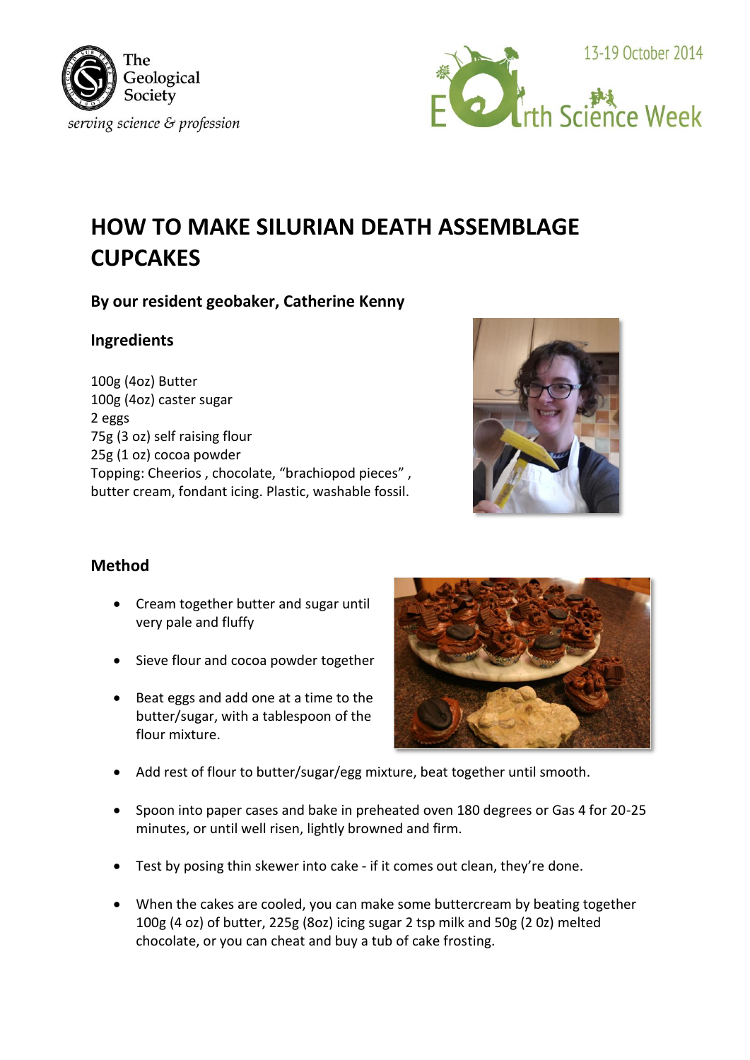The Geological Society

*serving science & profession*

13-19 October 2014

Earth Science Week

# HOW TO MAKE SILURIAN DEATH ASSEMBLAGE CUPCAKES

### By our resident geobaker, Catherine Kenny

### Ingredients

100g (4oz) Butter
100g (4oz) caster sugar
2 eggs
75g (3 oz) self raising flour
25g (1 oz) cocoa powder
Topping: Cheerios , chocolate, "brachiopod pieces" , butter cream, fondant icing. Plastic, washable fossil.

### Method

- Cream together butter and sugar until very pale and fluffy
- Sieve flour and cocoa powder together
- Beat eggs and add one at a time to the butter/sugar, with a tablespoon of the flour mixture.
- Add rest of flour to butter/sugar/egg mixture, beat together until smooth.
- Spoon into paper cases and bake in preheated oven 180 degrees or Gas 4 for 20-25 minutes, or until well risen, lightly browned and firm.
- Test by posing thin skewer into cake - if it comes out clean, they're done.
- When the cakes are cooled, you can make some buttercream by beating together 100g (4 oz) of butter, 225g (8oz) icing sugar 2 tsp milk and 50g (2 0z) melted chocolate, or you can cheat and buy a tub of cake frosting.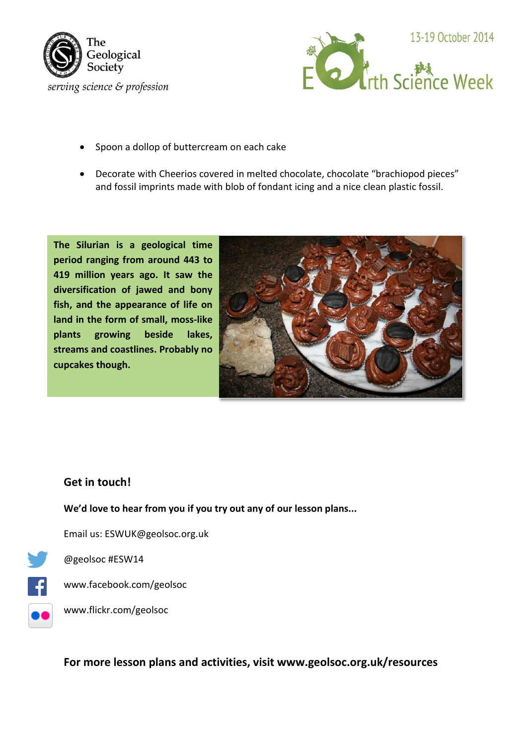- Spoon a dollop of buttercream on each cake
- Decorate with Cheerios covered in melted chocolate, chocolate “brachiopod pieces” and fossil imprints made with blob of fondant icing and a nice clean plastic fossil.

**The Silurian is a geological time period ranging from around 443 to 419 million years ago. It saw the diversification of jawed and bony fish, and the appearance of life on land in the form of small, moss-like plants growing beside lakes, streams and coastlines. Probably no cupcakes though.**

## Get in touch!

**We’d love to hear from you if you try out any of our lesson plans...**

Email us: ESWUK@geolsoc.org.uk

@geolsoc #ESW14

www.facebook.com/geolsoc

www.flickr.com/geolsoc

**For more lesson plans and activities, visit www.geolsoc.org.uk/resources**